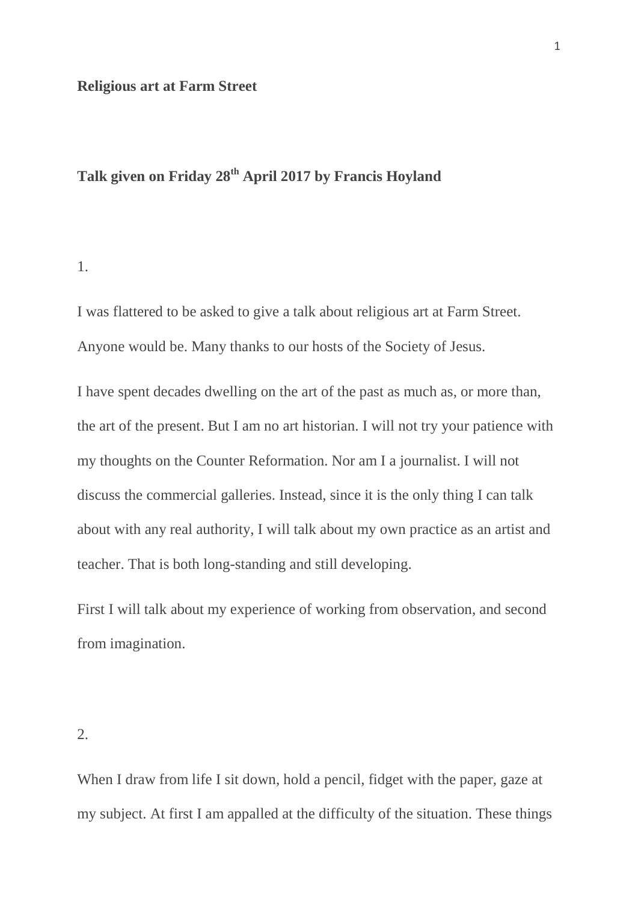**Religious art at Farm Street**

**Talk given on Friday 28th April 2017 by Francis Hoyland**

1.

I was flattered to be asked to give a talk about religious art at Farm Street. Anyone would be. Many thanks to our hosts of the Society of Jesus.

I have spent decades dwelling on the art of the past as much as, or more than, the art of the present. But I am no art historian. I will not try your patience with my thoughts on the Counter Reformation. Nor am I a journalist. I will not discuss the commercial galleries. Instead, since it is the only thing I can talk about with any real authority, I will talk about my own practice as an artist and teacher. That is both long-standing and still developing.

First I will talk about my experience of working from observation, and second from imagination.

2.

When I draw from life I sit down, hold a pencil, fidget with the paper, gaze at my subject. At first I am appalled at the difficulty of the situation. These things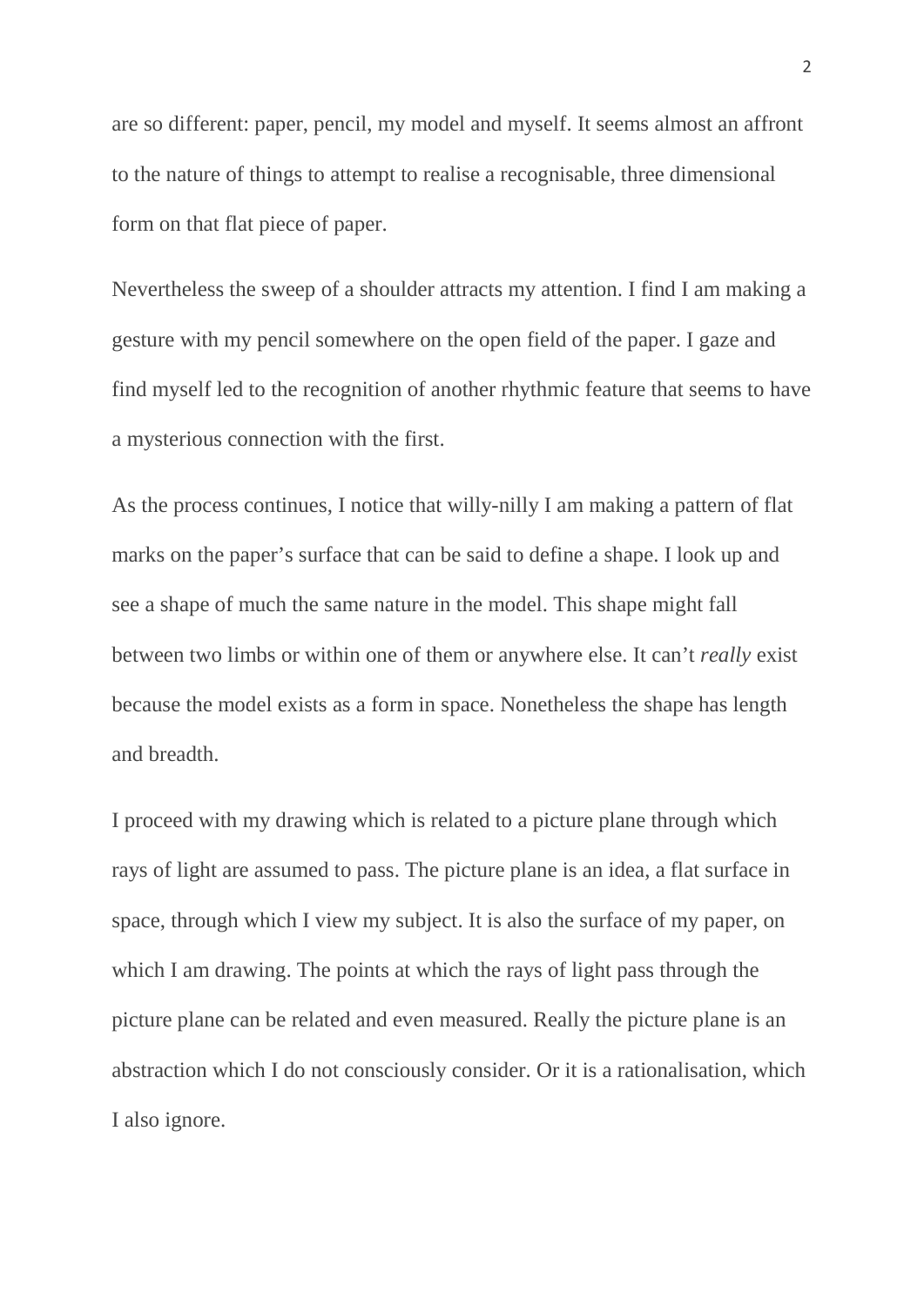are so different: paper, pencil, my model and myself. It seems almost an affront to the nature of things to attempt to realise a recognisable, three dimensional form on that flat piece of paper.

Nevertheless the sweep of a shoulder attracts my attention. I find I am making a gesture with my pencil somewhere on the open field of the paper. I gaze and find myself led to the recognition of another rhythmic feature that seems to have a mysterious connection with the first.

As the process continues, I notice that willy-nilly I am making a pattern of flat marks on the paper's surface that can be said to define a shape. I look up and see a shape of much the same nature in the model. This shape might fall between two limbs or within one of them or anywhere else. It can't *really* exist because the model exists as a form in space. Nonetheless the shape has length and breadth.

I proceed with my drawing which is related to a picture plane through which rays of light are assumed to pass. The picture plane is an idea, a flat surface in space, through which I view my subject. It is also the surface of my paper, on which I am drawing. The points at which the rays of light pass through the picture plane can be related and even measured. Really the picture plane is an abstraction which I do not consciously consider. Or it is a rationalisation, which I also ignore.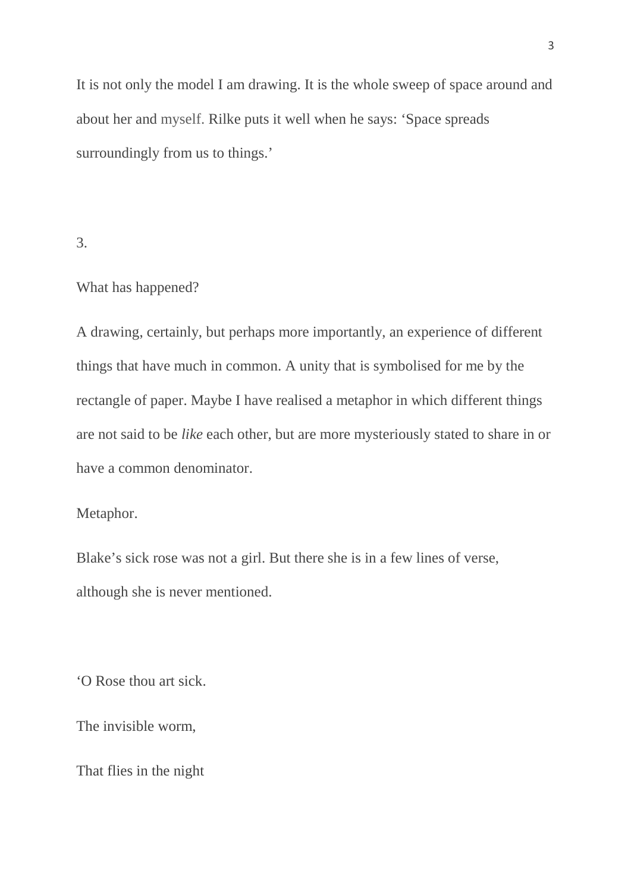It is not only the model I am drawing. It is the whole sweep of space around and about her and myself. Rilke puts it well when he says: 'Space spreads surroundingly from us to things.'

3.

What has happened?

A drawing, certainly, but perhaps more importantly, an experience of different things that have much in common. A unity that is symbolised for me by the rectangle of paper. Maybe I have realised a metaphor in which different things are not said to be *like* each other, but are more mysteriously stated to share in or have a common denominator.

Metaphor.

Blake's sick rose was not a girl. But there she is in a few lines of verse, although she is never mentioned.

'O Rose thou art sick.

The invisible worm,

That flies in the night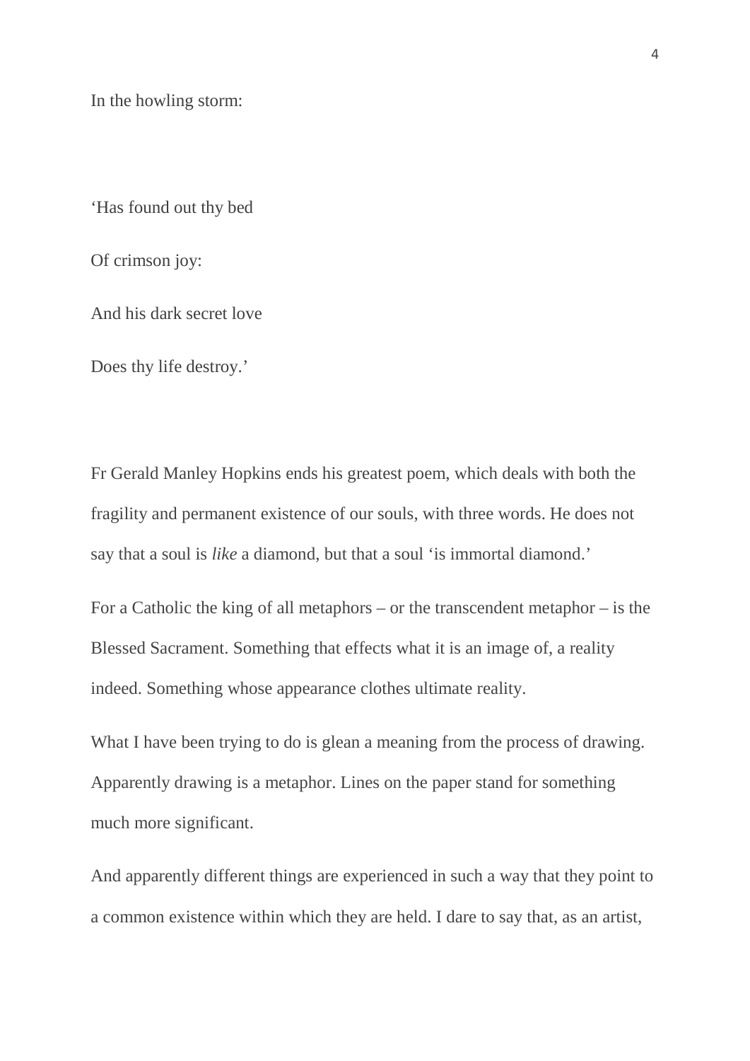In the howling storm:

‘Has found out thy bed

Of crimson joy:

And his dark secret love

Does thy life destroy.’

Fr Gerald Manley Hopkins ends his greatest poem, which deals with both the fragility and permanent existence of our souls, with three words. He does not say that a soul is *like* a diamond, but that a soul ‘is immortal diamond.’

For a Catholic the king of all metaphors – or the transcendent metaphor – is the Blessed Sacrament. Something that effects what it is an image of, a reality indeed. Something whose appearance clothes ultimate reality.

What I have been trying to do is glean a meaning from the process of drawing. Apparently drawing is a metaphor. Lines on the paper stand for something much more significant.

And apparently different things are experienced in such a way that they point to a common existence within which they are held. I dare to say that, as an artist,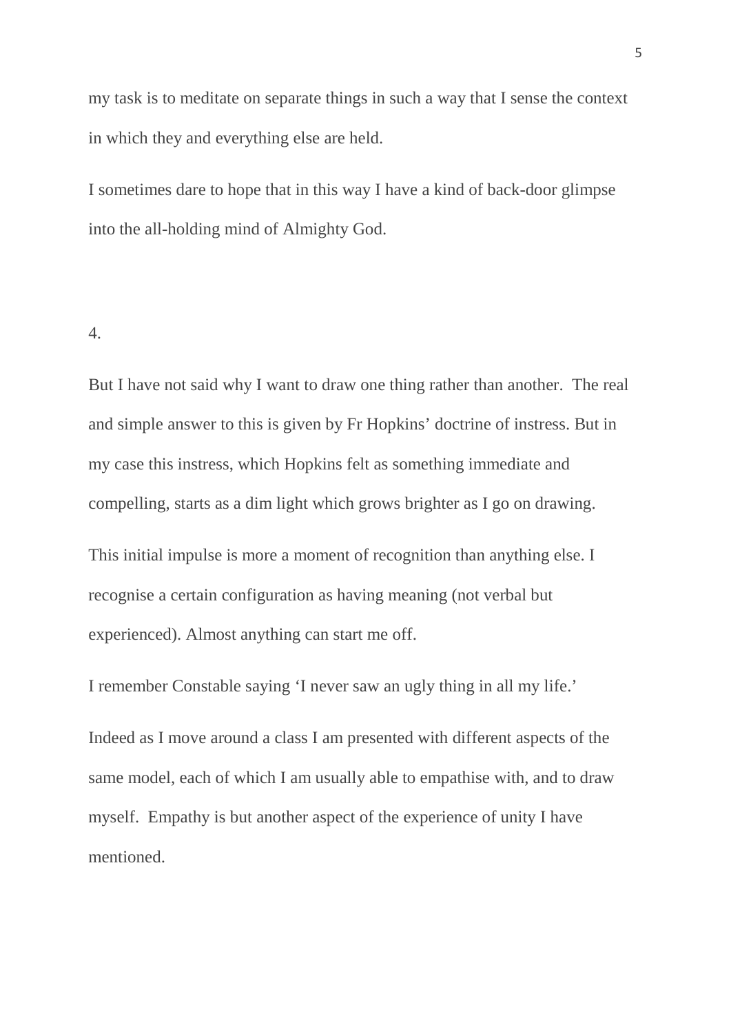my task is to meditate on separate things in such a way that I sense the context in which they and everything else are held.

I sometimes dare to hope that in this way I have a kind of back-door glimpse into the all-holding mind of Almighty God.

4.

But I have not said why I want to draw one thing rather than another. The real and simple answer to this is given by Fr Hopkins' doctrine of instress. But in my case this instress, which Hopkins felt as something immediate and compelling, starts as a dim light which grows brighter as I go on drawing.

This initial impulse is more a moment of recognition than anything else. I recognise a certain configuration as having meaning (not verbal but experienced). Almost anything can start me off.

I remember Constable saying 'I never saw an ugly thing in all my life.'

Indeed as I move around a class I am presented with different aspects of the same model, each of which I am usually able to empathise with, and to draw myself. Empathy is but another aspect of the experience of unity I have mentioned.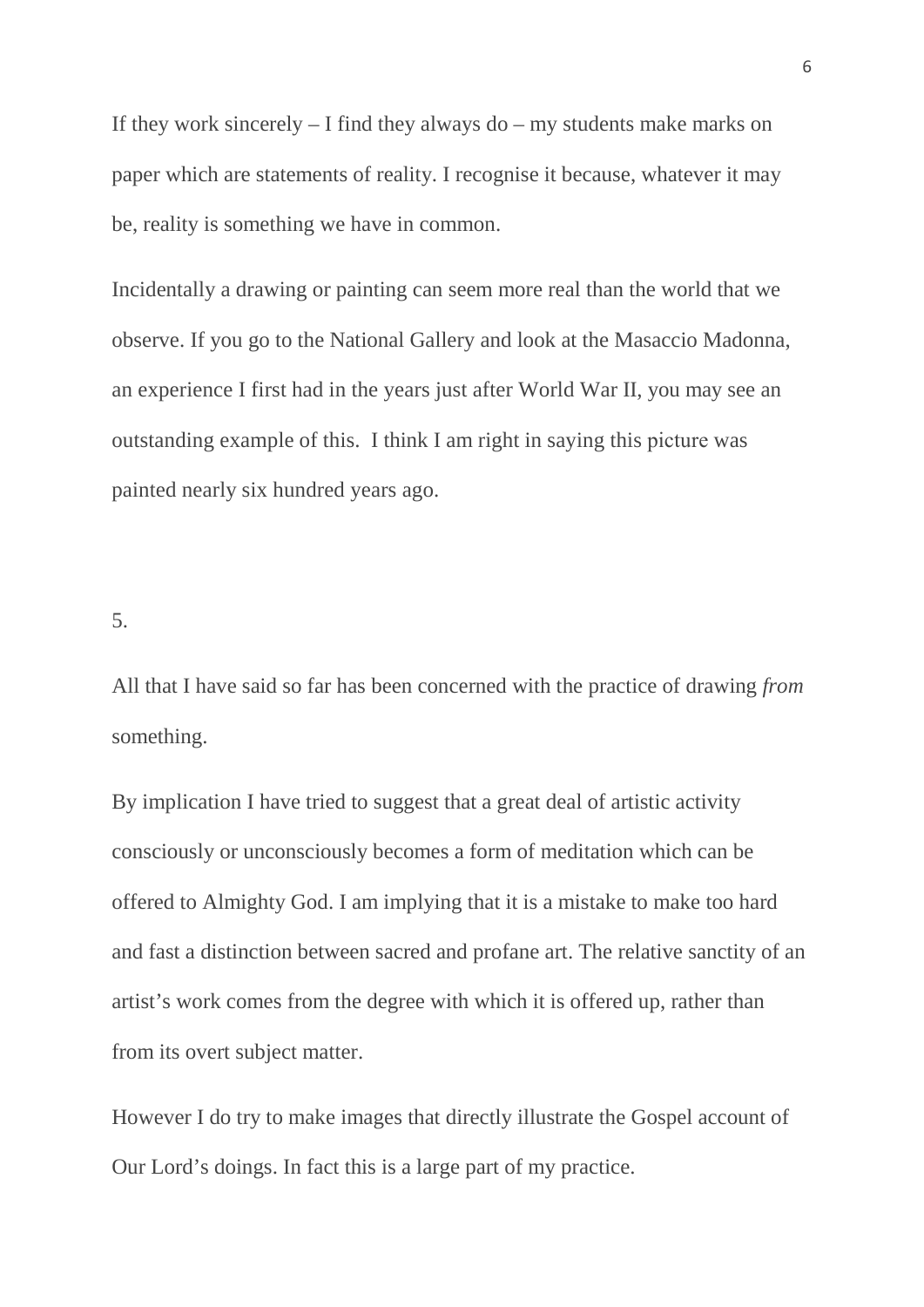If they work sincerely – I find they always do – my students make marks on paper which are statements of reality. I recognise it because, whatever it may be, reality is something we have in common.

Incidentally a drawing or painting can seem more real than the world that we observe. If you go to the National Gallery and look at the Masaccio Madonna, an experience I first had in the years just after World War II, you may see an outstanding example of this. I think I am right in saying this picture was painted nearly six hundred years ago.

5.

All that I have said so far has been concerned with the practice of drawing *from* something.

By implication I have tried to suggest that a great deal of artistic activity consciously or unconsciously becomes a form of meditation which can be offered to Almighty God. I am implying that it is a mistake to make too hard and fast a distinction between sacred and profane art. The relative sanctity of an artist's work comes from the degree with which it is offered up, rather than from its overt subject matter.

However I do try to make images that directly illustrate the Gospel account of Our Lord's doings. In fact this is a large part of my practice.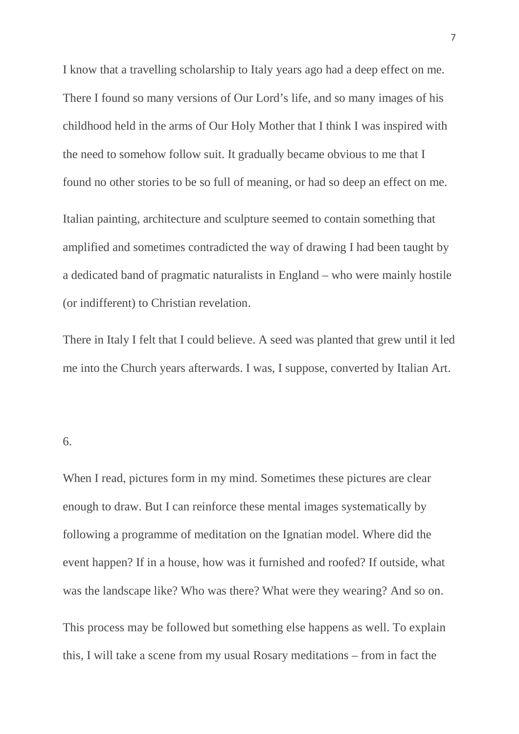I know that a travelling scholarship to Italy years ago had a deep effect on me. There I found so many versions of Our Lord's life, and so many images of his childhood held in the arms of Our Holy Mother that I think I was inspired with the need to somehow follow suit. It gradually became obvious to me that I found no other stories to be so full of meaning, or had so deep an effect on me.

Italian painting, architecture and sculpture seemed to contain something that amplified and sometimes contradicted the way of drawing I had been taught by a dedicated band of pragmatic naturalists in England – who were mainly hostile (or indifferent) to Christian revelation.

There in Italy I felt that I could believe. A seed was planted that grew until it led me into the Church years afterwards. I was, I suppose, converted by Italian Art.

6.

When I read, pictures form in my mind. Sometimes these pictures are clear enough to draw. But I can reinforce these mental images systematically by following a programme of meditation on the Ignatian model. Where did the event happen? If in a house, how was it furnished and roofed? If outside, what was the landscape like? Who was there? What were they wearing? And so on.

This process may be followed but something else happens as well. To explain this, I will take a scene from my usual Rosary meditations – from in fact the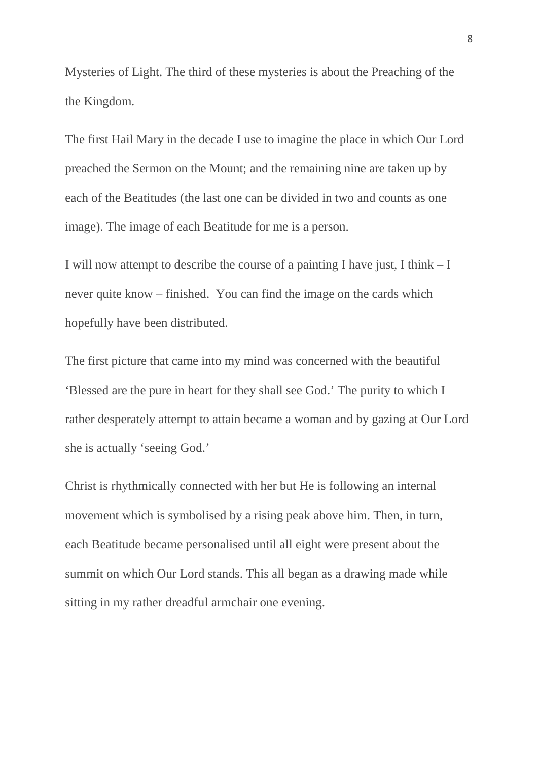Mysteries of Light. The third of these mysteries is about the Preaching of the the Kingdom.

The first Hail Mary in the decade I use to imagine the place in which Our Lord preached the Sermon on the Mount; and the remaining nine are taken up by each of the Beatitudes (the last one can be divided in two and counts as one image). The image of each Beatitude for me is a person.

I will now attempt to describe the course of a painting I have just, I think – I never quite know – finished.  You can find the image on the cards which hopefully have been distributed.

The first picture that came into my mind was concerned with the beautiful 'Blessed are the pure in heart for they shall see God.' The purity to which I rather desperately attempt to attain became a woman and by gazing at Our Lord she is actually 'seeing God.'

Christ is rhythmically connected with her but He is following an internal movement which is symbolised by a rising peak above him. Then, in turn, each Beatitude became personalised until all eight were present about the summit on which Our Lord stands. This all began as a drawing made while sitting in my rather dreadful armchair one evening.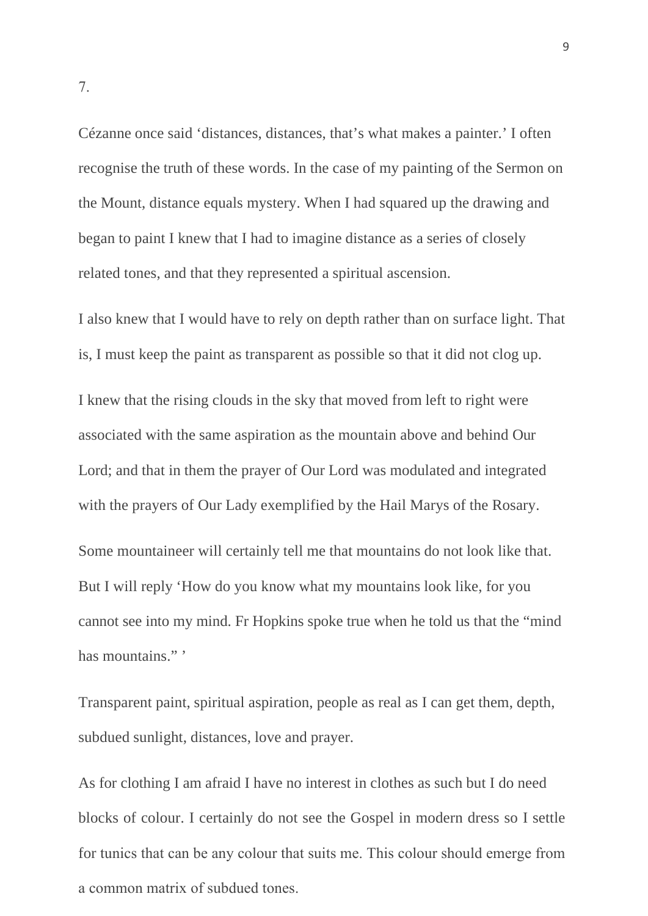7.

Cézanne once said 'distances, distances, that's what makes a painter.' I often recognise the truth of these words. In the case of my painting of the Sermon on the Mount, distance equals mystery. When I had squared up the drawing and began to paint I knew that I had to imagine distance as a series of closely related tones, and that they represented a spiritual ascension.

I also knew that I would have to rely on depth rather than on surface light. That is, I must keep the paint as transparent as possible so that it did not clog up.

I knew that the rising clouds in the sky that moved from left to right were associated with the same aspiration as the mountain above and behind Our Lord; and that in them the prayer of Our Lord was modulated and integrated with the prayers of Our Lady exemplified by the Hail Marys of the Rosary.

Some mountaineer will certainly tell me that mountains do not look like that. But I will reply 'How do you know what my mountains look like, for you cannot see into my mind. Fr Hopkins spoke true when he told us that the "mind has mountains." '

Transparent paint, spiritual aspiration, people as real as I can get them, depth, subdued sunlight, distances, love and prayer.

As for clothing I am afraid I have no interest in clothes as such but I do need blocks of colour. I certainly do not see the Gospel in modern dress so I settle for tunics that can be any colour that suits me. This colour should emerge from a common matrix of subdued tones.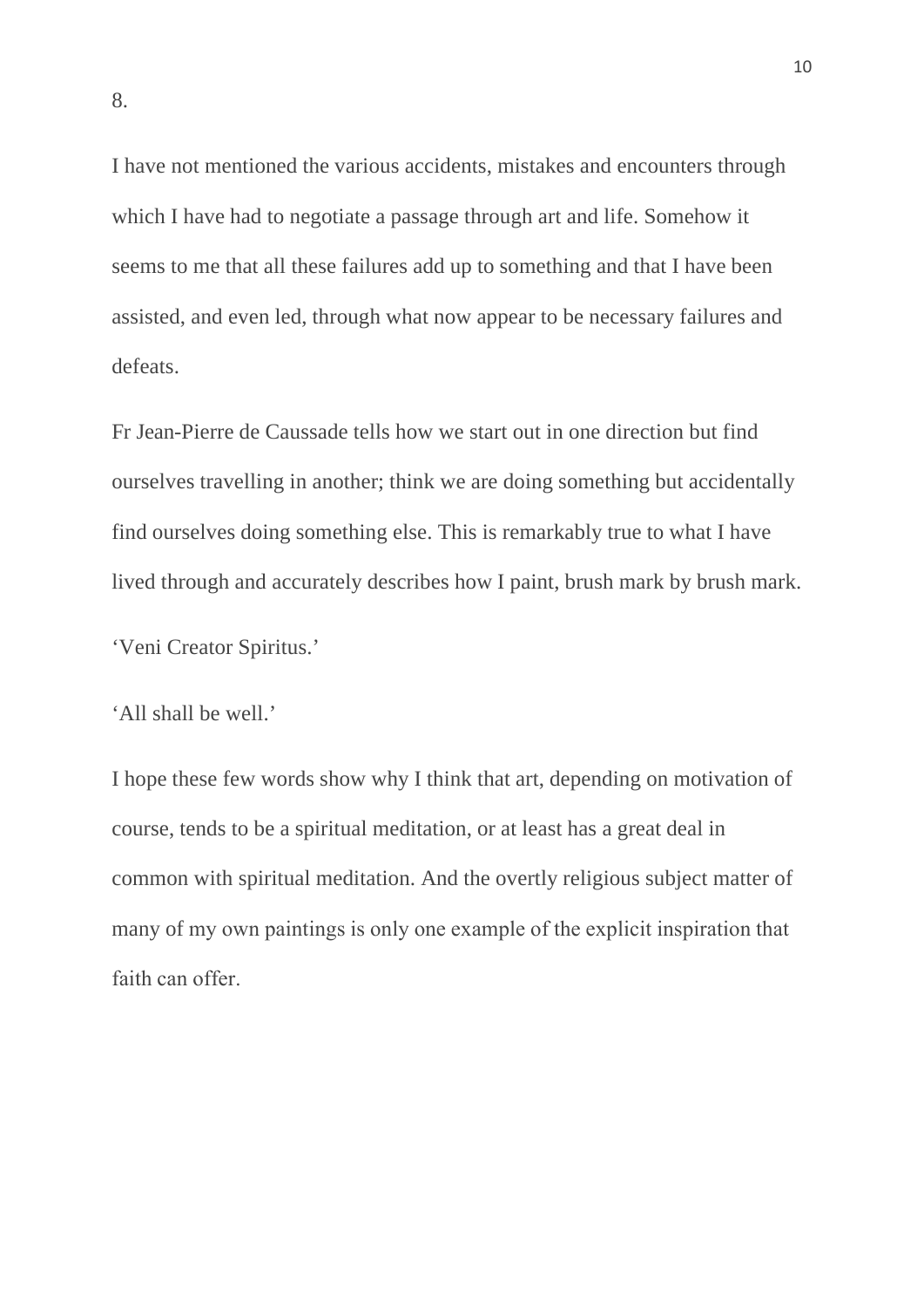8.

I have not mentioned the various accidents, mistakes and encounters through which I have had to negotiate a passage through art and life. Somehow it seems to me that all these failures add up to something and that I have been assisted, and even led, through what now appear to be necessary failures and defeats.

Fr Jean-Pierre de Caussade tells how we start out in one direction but find ourselves travelling in another; think we are doing something but accidentally find ourselves doing something else. This is remarkably true to what I have lived through and accurately describes how I paint, brush mark by brush mark.

'Veni Creator Spiritus.'

'All shall be well.'

I hope these few words show why I think that art, depending on motivation of course, tends to be a spiritual meditation, or at least has a great deal in common with spiritual meditation. And the overtly religious subject matter of many of my own paintings is only one example of the explicit inspiration that faith can offer.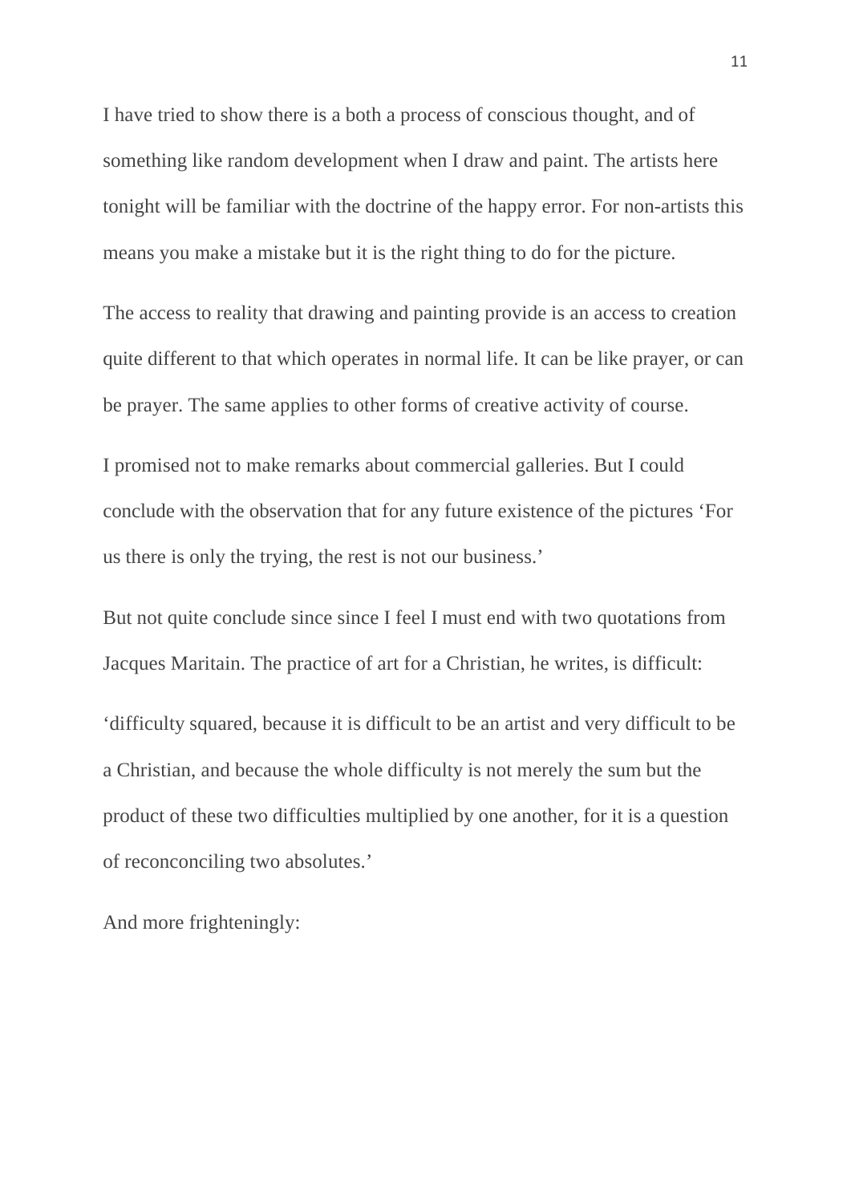I have tried to show there is a both a process of conscious thought, and of something like random development when I draw and paint. The artists here tonight will be familiar with the doctrine of the happy error. For non-artists this means you make a mistake but it is the right thing to do for the picture.

The access to reality that drawing and painting provide is an access to creation quite different to that which operates in normal life. It can be like prayer, or can be prayer. The same applies to other forms of creative activity of course.

I promised not to make remarks about commercial galleries. But I could conclude with the observation that for any future existence of the pictures 'For us there is only the trying, the rest is not our business.'

But not quite conclude since since I feel I must end with two quotations from Jacques Maritain. The practice of art for a Christian, he writes, is difficult:

'difficulty squared, because it is difficult to be an artist and very difficult to be a Christian, and because the whole difficulty is not merely the sum but the product of these two difficulties multiplied by one another, for it is a question of reconconciling two absolutes.'

And more frighteningly: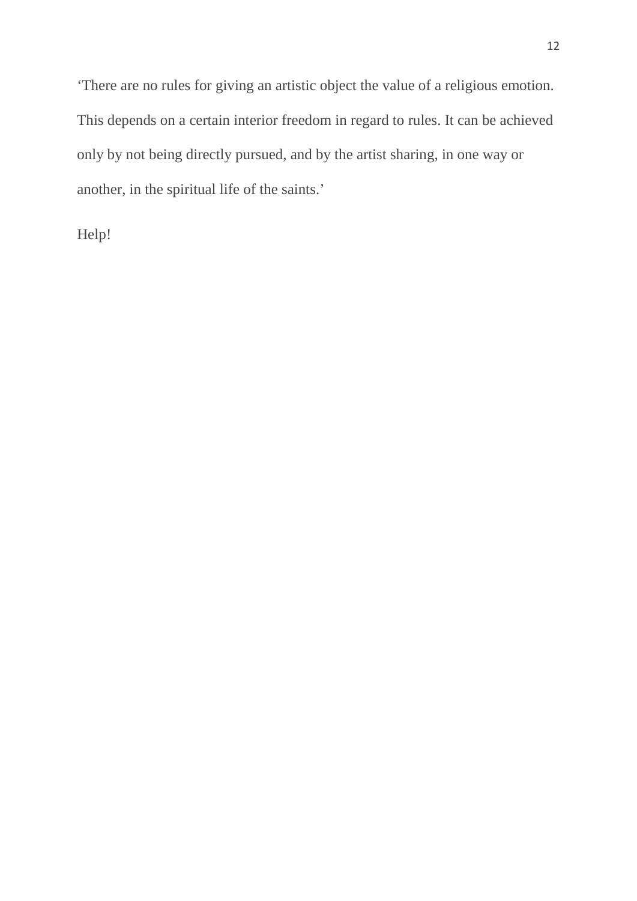'There are no rules for giving an artistic object the value of a religious emotion. This depends on a certain interior freedom in regard to rules. It can be achieved only by not being directly pursued, and by the artist sharing, in one way or another, in the spiritual life of the saints.'

Help!